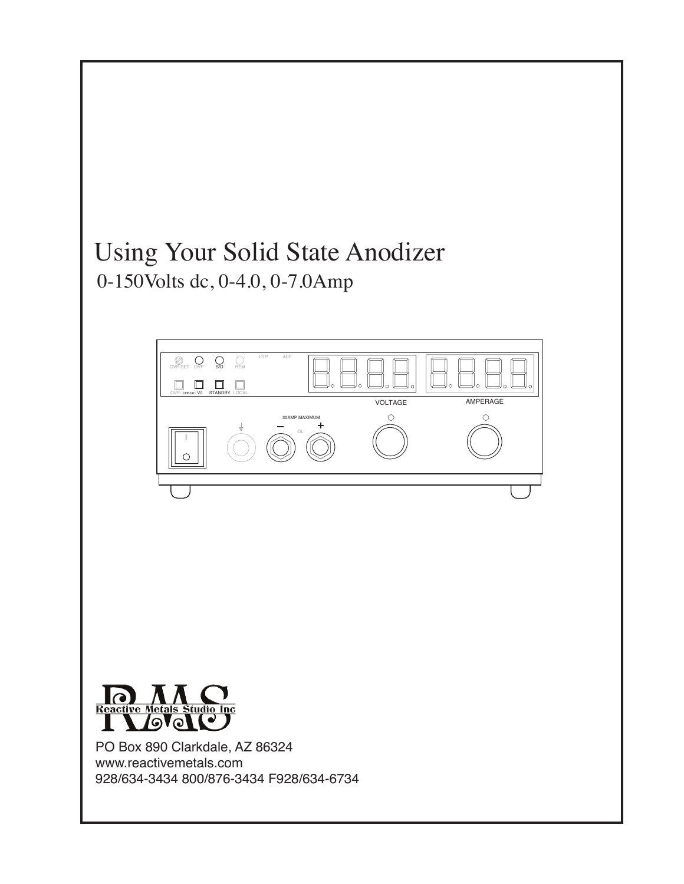# Using Your Solid State Anodizer

0-150Volts dc, 0-4.0, 0-7.0Amp

Reactive Metals Studio Inc

PO Box 890 Clarkdale, AZ 86324
www.reactivemetals.com
928/634-3434 800/876-3434 F928/634-6734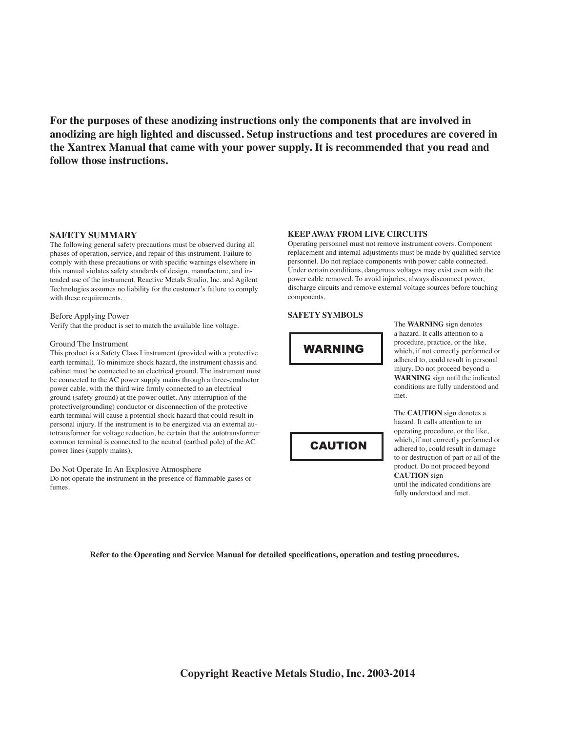**For the purposes of these anodizing instructions only the components that are involved in anodizing are high lighted and discussed. Setup instructions and test procedures are covered in the Xantrex Manual that came with your power supply. It is recommended that you read and follow those instructions.**

## SAFETY SUMMARY

The following general safety precautions must be observed during all phases of operation, service, and repair of this instrument. Failure to comply with these precautions or with specific warnings elsewhere in this manual violates safety standards of design, manufacture, and intended use of the instrument. Reactive Metals Studio, Inc. and Agilent Technologies assumes no liability for the customer's failure to comply with these requirements.

### Before Applying Power

Verify that the product is set to match the available line voltage.

### Ground The Instrument

This product is a Safety Class I instrument (provided with a protective earth terminal). To minimize shock hazard, the instrument chassis and cabinet must be connected to an electrical ground. The instrument must be connected to the AC power supply mains through a three-conductor power cable, with the third wire firmly connected to an electrical ground (safety ground) at the power outlet. Any interruption of the protective(grounding) conductor or disconnection of the protective earth terminal will cause a potential shock hazard that could result in personal injury. If the instrument is to be energized via an external autotransformer for voltage reduction, be certain that the autotransformer common terminal is connected to the neutral (earthed pole) of the AC power lines (supply mains).

### Do Not Operate In An Explosive Atmosphere

Do not operate the instrument in the presence of flammable gases or fumes.

## KEEP AWAY FROM LIVE CIRCUITS

Operating personnel must not remove instrument covers. Component replacement and internal adjustments must be made by qualified service personnel. Do not replace components with power cable connected. Under certain conditions, dangerous voltages may exist even with the power cable removed. To avoid injuries, always disconnect power, discharge circuits and remove external voltage sources before touching components.

## SAFETY SYMBOLS

**WARNING**

The **WARNING** sign denotes a hazard. It calls attention to a procedure, practice, or the like, which, if not correctly performed or adhered to, could result in personal injury. Do not proceed beyond a **WARNING** sign until the indicated conditions are fully understood and met.

**CAUTION**

The **CAUTION** sign denotes a hazard. It calls attention to an operating procedure, or the like, which, if not correctly performed or adhered to, could result in damage to or destruction of part or all of the product. Do not proceed beyond **CAUTION** sign until the indicated conditions are fully understood and met.

**Refer to the Operating and Service Manual for detailed specifications, operation and testing procedures.**

**Copyright Reactive Metals Studio, Inc. 2003-2014**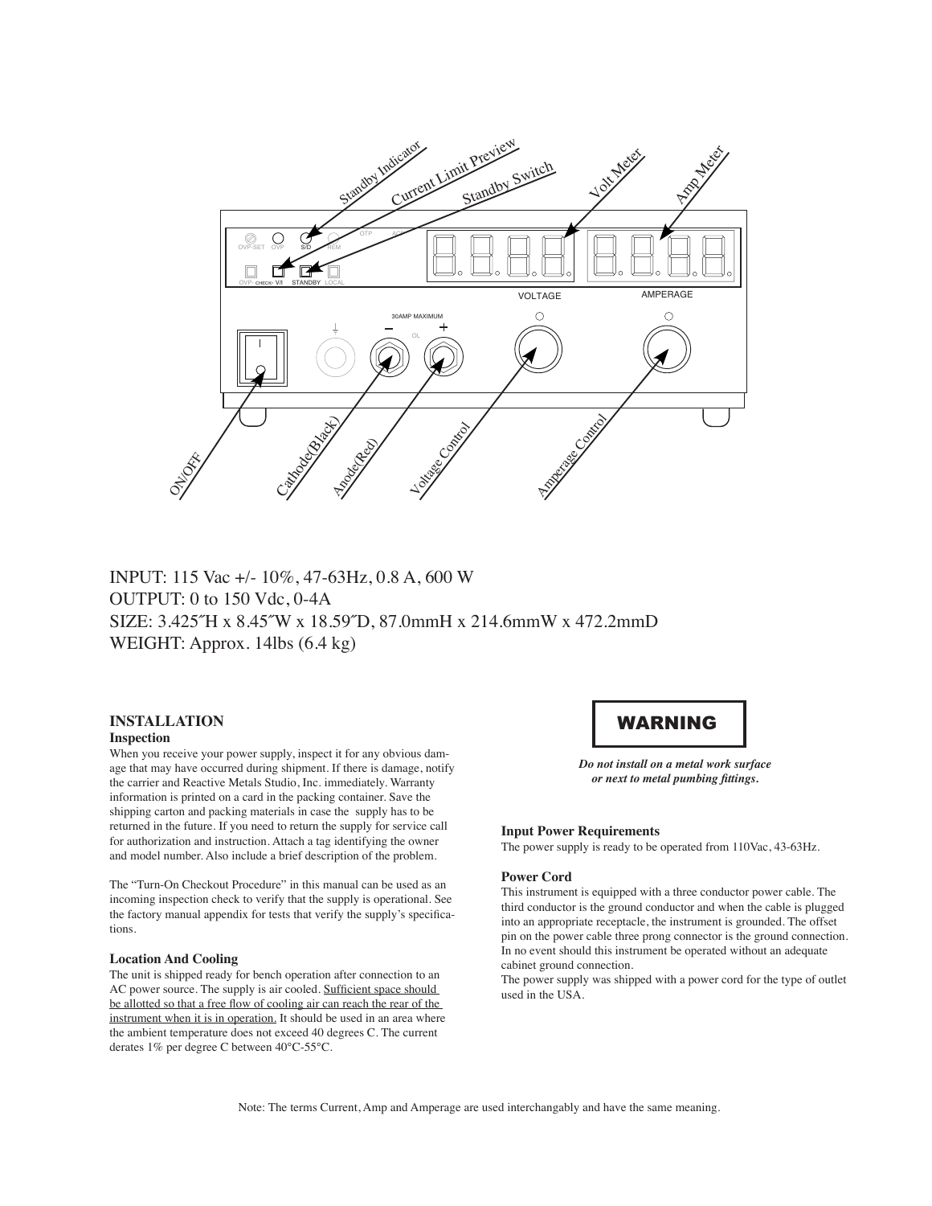INPUT: 115 Vac +/- 10%, 47-63Hz, 0.8 A, 600 W
OUTPUT: 0 to 150 Vdc, 0-4A
SIZE: 3.425˝H x 8.45˝W x 18.59˝D, 87.0mmH x 214.6mmW x 472.2mmD
WEIGHT: Approx. 14lbs (6.4 kg)

## INSTALLATION

### Inspection

When you receive your power supply, inspect it for any obvious damage that may have occurred during shipment. If there is damage, notify the carrier and Reactive Metals Studio, Inc. immediately. Warranty information is printed on a card in the packing container. Save the shipping carton and packing materials in case the supply has to be returned in the future. If you need to return the supply for service call for authorization and instruction. Attach a tag identifying the owner and model number. Also include a brief description of the problem.

The “Turn-On Checkout Procedure” in this manual can be used as an incoming inspection check to verify that the supply is operational. See the factory manual appendix for tests that verify the supply’s specifications.

### Location And Cooling

The unit is shipped ready for bench operation after connection to an AC power source. The supply is air cooled. Sufficient space should be allotted so that a free flow of cooling air can reach the rear of the instrument when it is in operation. It should be used in an area where the ambient temperature does not exceed 40 degrees C. The current derates 1% per degree C between 40°C-55°C.

**WARNING**

***Do not install on a metal work surface or next to metal pumbing fittings.***

### Input Power Requirements

The power supply is ready to be operated from 110Vac, 43-63Hz.

### Power Cord

This instrument is equipped with a three conductor power cable. The third conductor is the ground conductor and when the cable is plugged into an appropriate receptacle, the instrument is grounded. The offset pin on the power cable three prong connector is the ground connection. In no event should this instrument be operated without an adequate cabinet ground connection.
The power supply was shipped with a power cord for the type of outlet used in the USA.

Note: The terms Current, Amp and Amperage are used interchangably and have the same meaning.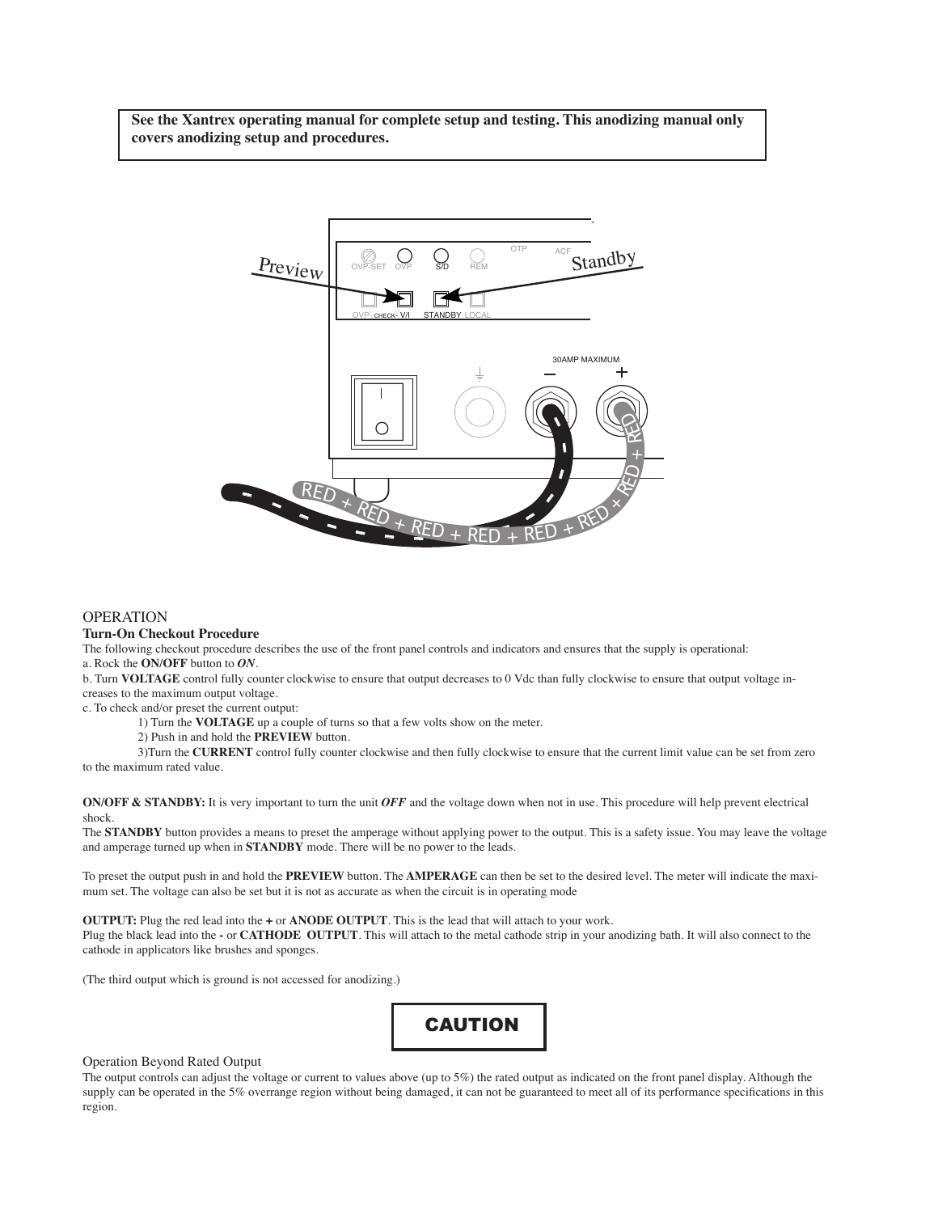**See the Xantrex operating manual for complete setup and testing. This anodizing manual only covers anodizing setup and procedures.**

OPERATION

**Turn-On Checkout Procedure**

The following checkout procedure describes the use of the front panel controls and indicators and ensures that the supply is operational:

a. Rock the **ON/OFF** button to ***ON***.

b. Turn **VOLTAGE** control fully counter clockwise to ensure that output decreases to 0 Vdc than fully clockwise to ensure that output voltage increases to the maximum output voltage.

c. To check and/or preset the current output:

1) Turn the **VOLTAGE** up a couple of turns so that a few volts show on the meter.

2) Push in and hold the **PREVIEW** button.

3)Turn the **CURRENT** control fully counter clockwise and then fully clockwise to ensure that the current limit value can be set from zero to the maximum rated value.

**ON/OFF & STANDBY:** It is very important to turn the unit ***OFF*** and the voltage down when not in use. This procedure will help prevent electrical shock.

The **STANDBY** button provides a means to preset the amperage without applying power to the output. This is a safety issue. You may leave the voltage and amperage turned up when in **STANDBY** mode. There will be no power to the leads.

To preset the output push in and hold the **PREVIEW** button. The **AMPERAGE** can then be set to the desired level. The meter will indicate the maximum set. The voltage can also be set but it is not as accurate as when the circuit is in operating mode

**OUTPUT:** Plug the red lead into the **+** or **ANODE OUTPUT**. This is the lead that will attach to your work.

Plug the black lead into the **-** or **CATHODE OUTPUT**. This will attach to the metal cathode strip in your anodizing bath. It will also connect to the cathode in applicators like brushes and sponges.

(The third output which is ground is not accessed for anodizing.)

**CAUTION**

Operation Beyond Rated Output

The output controls can adjust the voltage or current to values above (up to 5%) the rated output as indicated on the front panel display. Although the supply can be operated in the 5% overrange region without being damaged, it can not be guaranteed to meet all of its performance specifications in this region.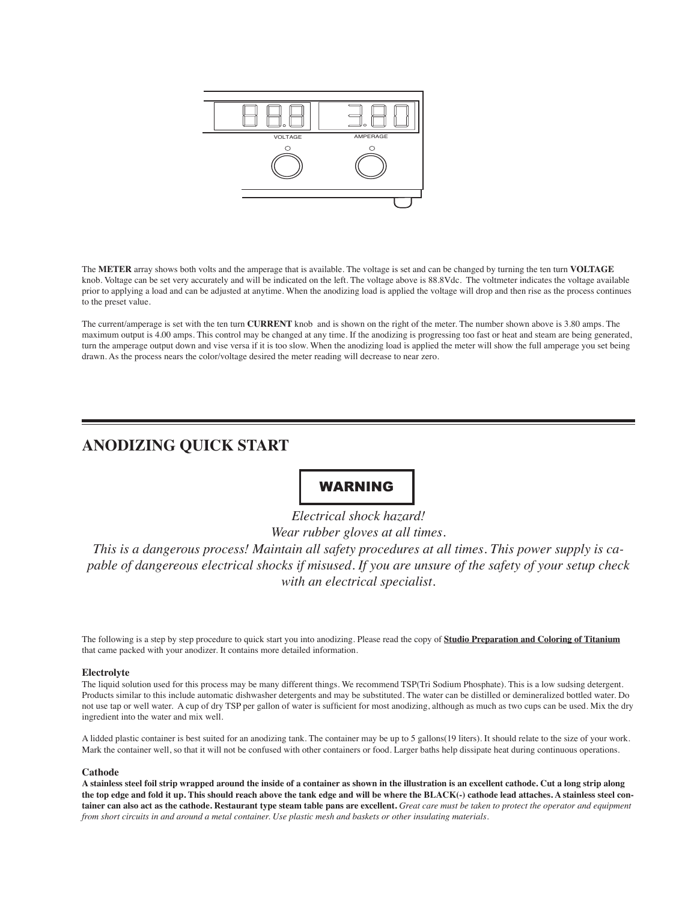The **METER** array shows both volts and the amperage that is available. The voltage is set and can be changed by turning the ten turn **VOLTAGE** knob. Voltage can be set very accurately and will be indicated on the left. The voltage above is 88.8Vdc. The voltmeter indicates the voltage available prior to applying a load and can be adjusted at anytime. When the anodizing load is applied the voltage will drop and then rise as the process continues to the preset value.

The current/amperage is set with the ten turn **CURRENT** knob and is shown on the right of the meter. The number shown above is 3.80 amps. The maximum output is 4.00 amps. This control may be changed at any time. If the anodizing is progressing too fast or heat and steam are being generated, turn the amperage output down and vise versa if it is too slow. When the anodizing load is applied the meter will show the full amperage you set being drawn. As the process nears the color/voltage desired the meter reading will decrease to near zero.

## ANODIZING QUICK START

**WARNING**

*Electrical shock hazard!*
*Wear rubber gloves at all times.*
*This is a dangerous process! Maintain all safety procedures at all times. This power supply is capable of dangerous electrical shocks if misused. If you are unsure of the safety of your setup check with an electrical specialist.*

The following is a step by step procedure to quick start you into anodizing. Please read the copy of **Studio Preparation and Coloring of Titanium** that came packed with your anodizer. It contains more detailed information.

### Electrolyte

The liquid solution used for this process may be many different things. We recommend TSP(Tri Sodium Phosphate). This is a low sudsing detergent. Products similar to this include automatic dishwasher detergents and may be substituted. The water can be distilled or demineralized bottled water. Do not use tap or well water. A cup of dry TSP per gallon of water is sufficient for most anodizing, although as much as two cups can be used. Mix the dry ingredient into the water and mix well.

A lidded plastic container is best suited for an anodizing tank. The container may be up to 5 gallons(19 liters). It should relate to the size of your work. Mark the container well, so that it will not be confused with other containers or food. Larger baths help dissipate heat during continuous operations.

### Cathode

**A stainless steel foil strip wrapped around the inside of a container as shown in the illustration is an excellent cathode. Cut a long strip along the top edge and fold it up. This should reach above the tank edge and will be where the BLACK(-) cathode lead attaches. A stainless steel container can also act as the cathode. Restaurant type steam table pans are excellent.** *Great care must be taken to protect the operator and equipment from short circuits in and around a metal container. Use plastic mesh and baskets or other insulating materials.*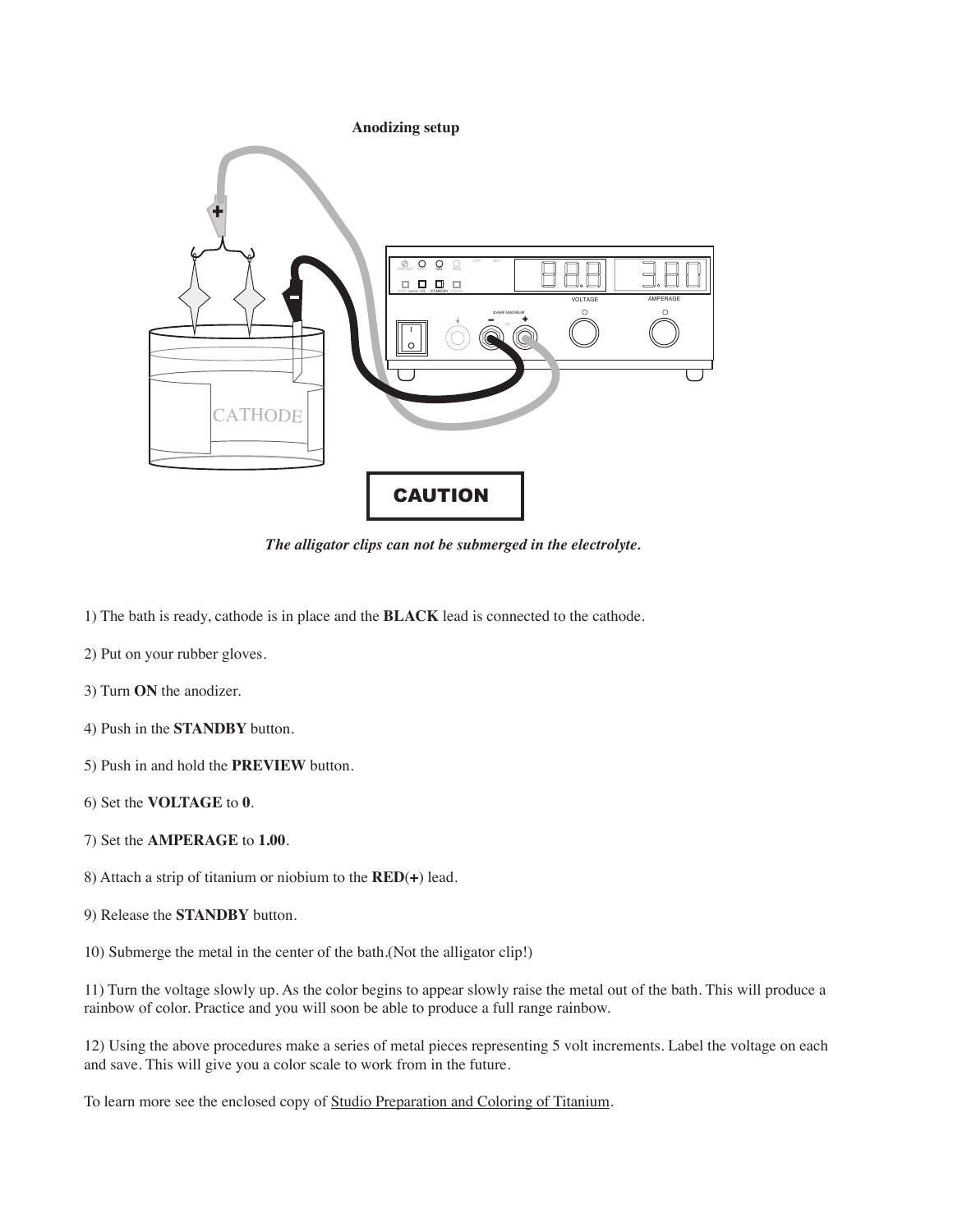**Anodizing setup**

+

CATHODE

VOLTAGE

AMPERAGE

**CAUTION**

***The alligator clips can not be submerged in the electrolyte.***

1) The bath is ready, cathode is in place and the **BLACK** lead is connected to the cathode.

2) Put on your rubber gloves.

3) Turn **ON** the anodizer.

4) Push in the **STANDBY** button.

5) Push in and hold the **PREVIEW** button.

6) Set the **VOLTAGE** to **0**.

7) Set the **AMPERAGE** to **1.00**.

8) Attach a strip of titanium or niobium to the **RED**(**+**) lead.

9) Release the **STANDBY** button.

10) Submerge the metal in the center of the bath.(Not the alligator clip!)

11) Turn the voltage slowly up. As the color begins to appear slowly raise the metal out of the bath. This will produce a rainbow of color. Practice and you will soon be able to produce a full range rainbow.

12) Using the above procedures make a series of metal pieces representing 5 volt increments. Label the voltage on each and save. This will give you a color scale to work from in the future.

To learn more see the enclosed copy of Studio Preparation and Coloring of Titanium.